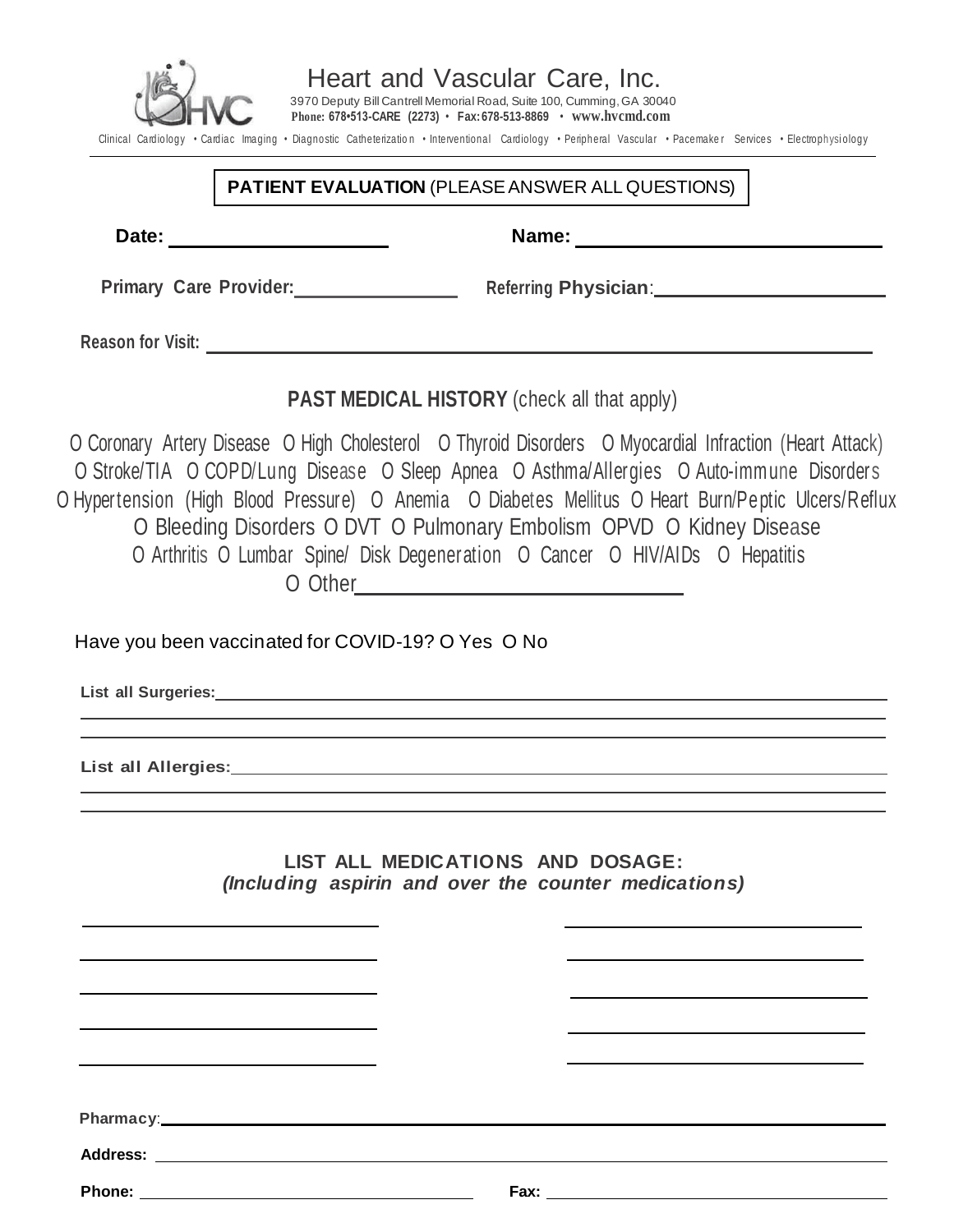# Heart and Vascular Care, Inc.

3970 Deputy Bill Cantrell Memorial Road, Suite 100, Cumming, GA 30040
**Phone: 678•513-CARE (2273) • Fax: 678-513-8869 • www.hvcmd.com**

Clinical Cardiology • Cardiac Imaging • Diagnostic Catheterization • Interventional Cardiology • Peripheral Vascular • Pacemaker Services • Electrophysiology

## PATIENT EVALUATION (PLEASE ANSWER ALL QUESTIONS)

**Date:** ____________________ **Name:** ____________________________

**Primary Care Provider:** ______________ **Referring Physician:** ______________________

**Reason for Visit:** ______________________________________________________________

### PAST MEDICAL HISTORY (check all that apply)

O Coronary Artery Disease O High Cholesterol O Thyroid Disorders O Myocardial Infraction (Heart Attack)
O Stroke/TIA O COPD/Lung Disease O Sleep Apnea O Asthma/Allergies O Auto-immune Disorders
O Hypertension (High Blood Pressure) O Anemia O Diabetes Mellitus O Heart Burn/Peptic Ulcers/Reflux
O Bleeding Disorders O DVT O Pulmonary Embolism OPVD O Kidney Disease
O Arthritis O Lumbar Spine/ Disk Degeneration O Cancer O HIV/AIDs O Hepatitis
O Other____________________________

Have you been vaccinated for COVID-19? O Yes O No

**List all Surgeries:** ______________________________________________________________

______________________________________________________________

______________________________________________________________

**List all Allergies:** ______________________________________________________________

______________________________________________________________

______________________________________________________________

### LIST ALL MEDICATIONS AND DOSAGE:
***(Including aspirin and over the counter medications)***

______________________________ ______________________________

______________________________ ______________________________

______________________________ ______________________________

______________________________ ______________________________

______________________________ ______________________________

**Pharmacy:** ______________________________________________________________

**Address:** ______________________________________________________________

**Phone:** ______________________________ **Fax:** ______________________________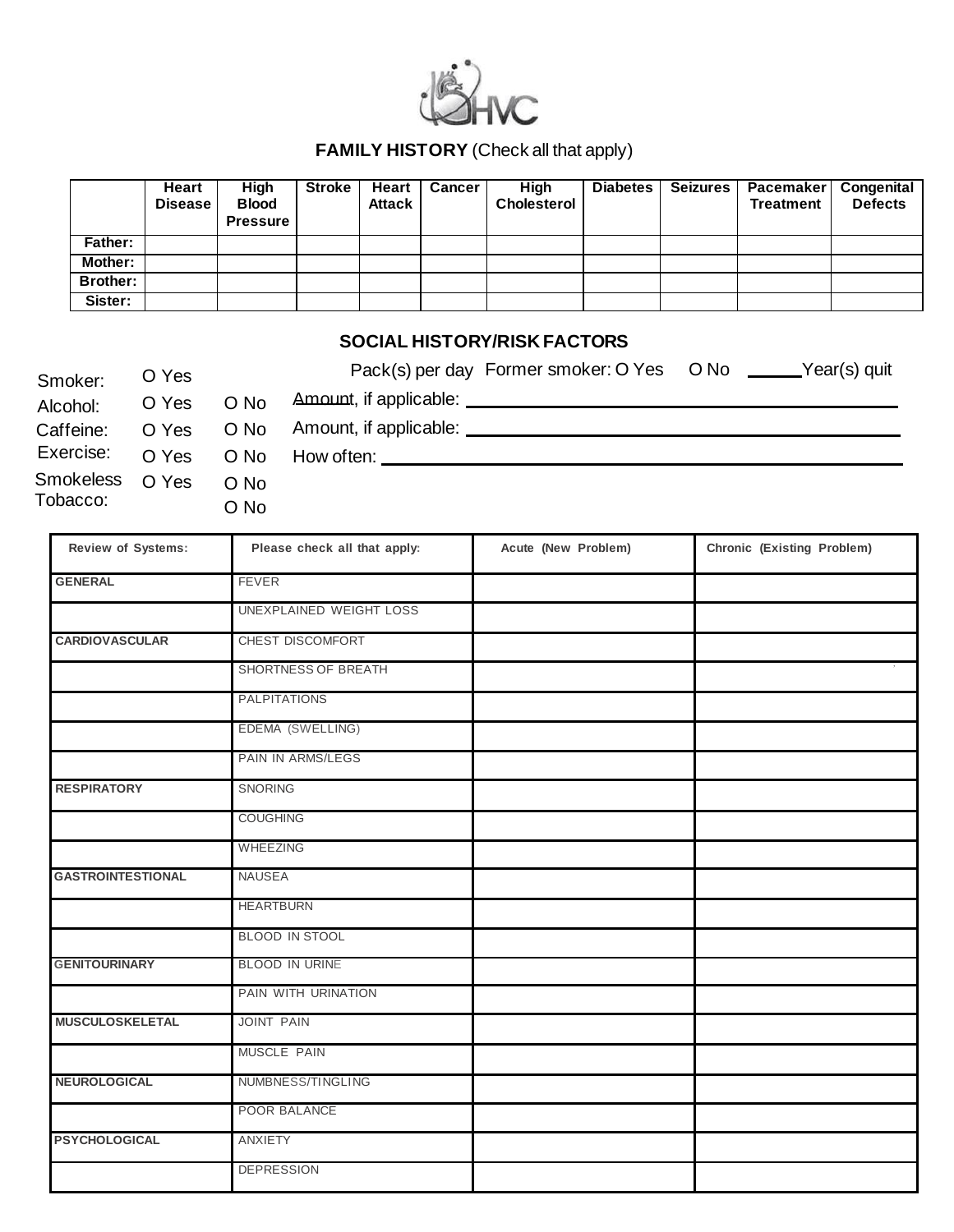HVC

## FAMILY HISTORY (Check all that apply)

| | Heart Disease | High Blood Pressure | Stroke | Heart Attack | Cancer | High Cholesterol | Diabetes | Seizures | Pacemaker Treatment | Congenital Defects |
|---|---|---|---|---|---|---|---|---|---|---|
| Father: | | | | | | | | | | |
| Mother: | | | | | | | | | | |
| Brother: | | | | | | | | | | |
| Sister: | | | | | | | | | | |

## SOCIAL HISTORY/RISK FACTORS

Smoker: O Yes O No Pack(s) per day Former smoker: O Yes O No ______Year(s) quit

Alcohol: O Yes O No Amount, if applicable: ____________________

Caffeine: O Yes O No Amount, if applicable: ____________________

Exercise: O Yes O No How often: ____________________

Smokeless Tobacco: O Yes O No

| Review of Systems: | Please check all that apply: | Acute (New Problem) | Chronic (Existing Problem) |
|---|---|---|---|
| GENERAL | FEVER | | |
| | UNEXPLAINED WEIGHT LOSS | | |
| CARDIOVASCULAR | CHEST DISCOMFORT | | |
| | SHORTNESS OF BREATH | | |
| | PALPITATIONS | | |
| | EDEMA (SWELLING) | | |
| | PAIN IN ARMS/LEGS | | |
| RESPIRATORY | SNORING | | |
| | COUGHING | | |
| | WHEEZING | | |
| GASTROINTESTIONAL | NAUSEA | | |
| | HEARTBURN | | |
| | BLOOD IN STOOL | | |
| GENITOURINARY | BLOOD IN URINE | | |
| | PAIN WITH URINATION | | |
| MUSCULOSKELETAL | JOINT PAIN | | |
| | MUSCLE PAIN | | |
| NEUROLOGICAL | NUMBNESS/TINGLING | | |
| | POOR BALANCE | | |
| PSYCHOLOGICAL | ANXIETY | | |
| | DEPRESSION | | |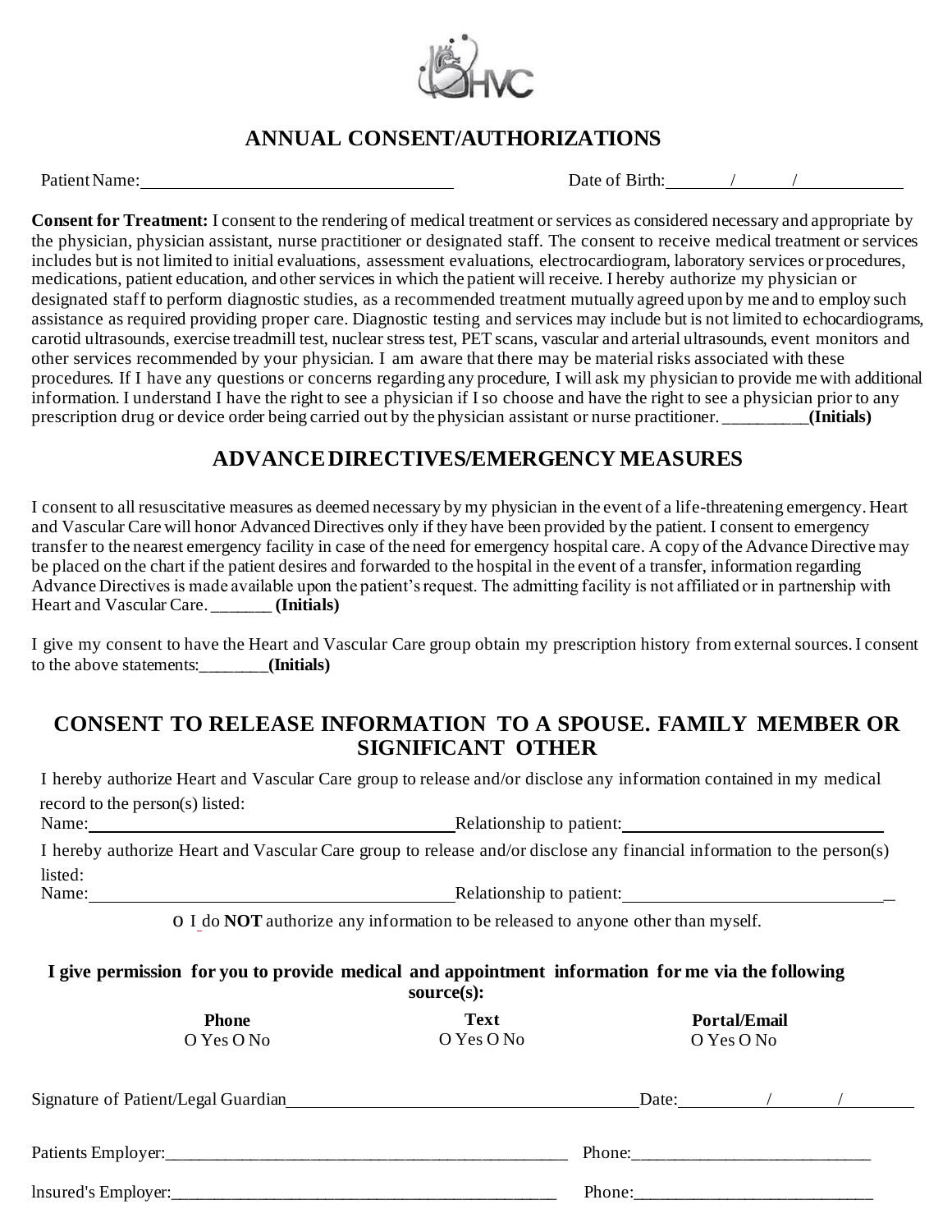# ANNUAL CONSENT/AUTHORIZATIONS

Patient Name:\_\_\_\_\_\_\_\_\_\_\_\_\_\_\_\_\_\_\_\_\_\_\_\_\_\_\_\_\_\_\_\_\_\_ Date of Birth:\_\_\_\_\_\_\_/\_\_\_\_\_\_/\_\_\_\_\_\_\_\_\_\_\_

**Consent for Treatment:** I consent to the rendering of medical treatment or services as considered necessary and appropriate by the physician, physician assistant, nurse practitioner or designated staff. The consent to receive medical treatment or services includes but is not limited to initial evaluations, assessment evaluations, electrocardiogram, laboratory services or procedures, medications, patient education, and other services in which the patient will receive. I hereby authorize my physician or designated staff to perform diagnostic studies, as a recommended treatment mutually agreed upon by me and to employ such assistance as required providing proper care. Diagnostic testing and services may include but is not limited to echocardiograms, carotid ultrasounds, exercise treadmill test, nuclear stress test, PET scans, vascular and arterial ultrasounds, event monitors and other services recommended by your physician. I am aware that there may be material risks associated with these procedures. If I have any questions or concerns regarding any procedure, I will ask my physician to provide me with additional information. I understand I have the right to see a physician if I so choose and have the right to see a physician prior to any prescription drug or device order being carried out by the physician assistant or nurse practitioner. \_\_\_\_\_\_\_\_\_\_**(Initials)**

## ADVANCE DIRECTIVES/EMERGENCY MEASURES

I consent to all resuscitative measures as deemed necessary by my physician in the event of a life-threatening emergency. Heart and Vascular Care will honor Advanced Directives only if they have been provided by the patient. I consent to emergency transfer to the nearest emergency facility in case of the need for emergency hospital care. A copy of the Advance Directive may be placed on the chart if the patient desires and forwarded to the hospital in the event of a transfer, information regarding Advance Directives is made available upon the patient's request. The admitting facility is not affiliated or in partnership with Heart and Vascular Care. \_\_\_\_\_\_\_ **(Initials)**

I give my consent to have the Heart and Vascular Care group obtain my prescription history from external sources. I consent to the above statements:\_\_\_\_\_\_\_\_**(Initials)**

## CONSENT TO RELEASE INFORMATION TO A SPOUSE. FAMILY MEMBER OR SIGNIFICANT OTHER

I hereby authorize Heart and Vascular Care group to release and/or disclose any information contained in my medical record to the person(s) listed:

Name:\_\_\_\_\_\_\_\_\_\_\_\_\_\_\_\_\_\_\_\_\_\_\_\_\_\_\_\_\_\_\_\_\_\_\_\_\_\_\_\_ Relationship to patient:\_\_\_\_\_\_\_\_\_\_\_\_\_\_\_\_\_\_\_\_\_\_\_\_\_\_\_\_

I hereby authorize Heart and Vascular Care group to release and/or disclose any financial information to the person(s) listed:

Name:\_\_\_\_\_\_\_\_\_\_\_\_\_\_\_\_\_\_\_\_\_\_\_\_\_\_\_\_\_\_\_\_\_\_\_\_\_\_\_\_ Relationship to patient:\_\_\_\_\_\_\_\_\_\_\_\_\_\_\_\_\_\_\_\_\_\_\_\_\_\_\_\_\_

O I do **NOT** authorize any information to be released to anyone other than myself.

**I give permission for you to provide medical and appointment information for me via the following source(s):**

| Phone | Text | Portal/Email |
|---|---|---|
| O Yes O No | O Yes O No | O Yes O No |

Signature of Patient/Legal Guardian\_\_\_\_\_\_\_\_\_\_\_\_\_\_\_\_\_\_\_\_\_\_\_\_\_\_\_\_\_\_\_\_\_\_\_\_\_\_\_\_ Date:\_\_\_\_\_\_\_\_\_/\_\_\_\_\_\_\_/\_\_\_\_\_\_\_\_

Patients Employer:\_\_\_\_\_\_\_\_\_\_\_\_\_\_\_\_\_\_\_\_\_\_\_\_\_\_\_\_\_\_\_\_\_\_\_\_\_\_\_\_\_\_\_\_\_\_\_\_ Phone:\_\_\_\_\_\_\_\_\_\_\_\_\_\_\_\_\_\_\_\_\_\_\_\_\_\_\_\_

lnsured's Employer:\_\_\_\_\_\_\_\_\_\_\_\_\_\_\_\_\_\_\_\_\_\_\_\_\_\_\_\_\_\_\_\_\_\_\_\_\_\_\_\_\_\_\_\_\_\_\_ Phone:\_\_\_\_\_\_\_\_\_\_\_\_\_\_\_\_\_\_\_\_\_\_\_\_\_\_\_\_\_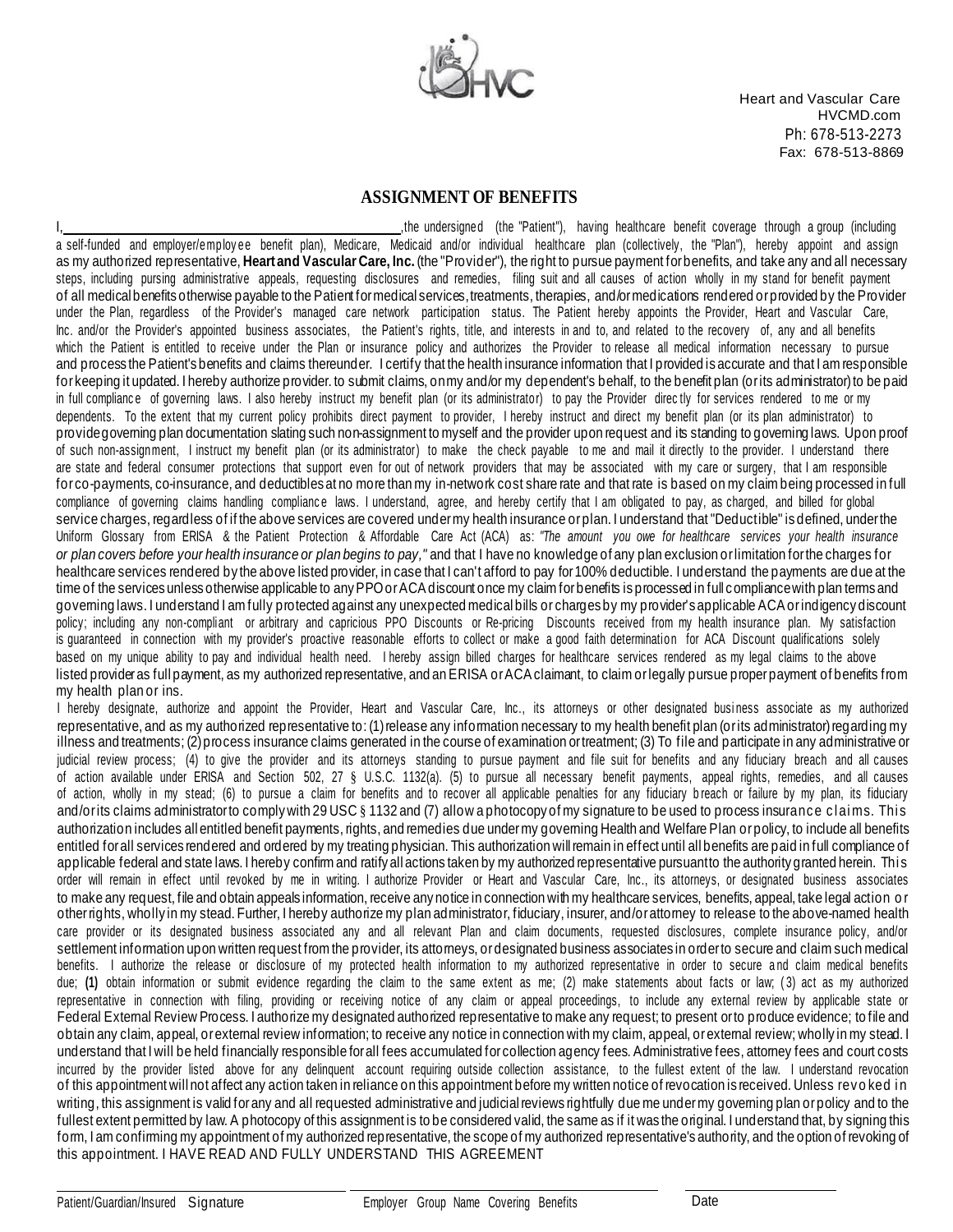Heart and Vascular Care
HVCMD.com
Ph: 678-513-2273
Fax: 678-513-8869

## ASSIGNMENT OF BENEFITS

I, ______________________________, the undersigned (the "Patient"), having healthcare benefit coverage through a group (including a self-funded and employer/employee benefit plan), Medicare, Medicaid and/or individual healthcare plan (collectively, the "Plan"), hereby appoint and assign as my authorized representative, **Heart and Vascular Care, Inc.** (the "Provider"), the right to pursue payment for benefits, and take any and all necessary steps, including pursing administrative appeals, requesting disclosures and remedies, filing suit and all causes of action wholly in my stand for benefit payment of all medical benefits otherwise payable to the Patient for medical services, treatments, therapies, and/or medications rendered or provided by the Provider under the Plan, regardless of the Provider's managed care network participation status. The Patient hereby appoints the Provider, Heart and Vascular Care, Inc. and/or the Provider's appointed business associates, the Patient's rights, title, and interests in and to, and related to the recovery of, any and all benefits which the Patient is entitled to receive under the Plan or insurance policy and authorizes the Provider to release all medical information necessary to pursue and process the Patient's benefits and claims thereunder. I certify that the health insurance information that I provided is accurate and that I am responsible for keeping it updated. I hereby authorize provider. to submit claims, on my and/or my dependent's behalf, to the benefit plan (or its administrator) to be paid in full compliance of governing laws. I also hereby instruct my benefit plan (or its administrator) to pay the Provider directly for services rendered to me or my dependents. To the extent that my current policy prohibits direct payment to provider, I hereby instruct and direct my benefit plan (or its plan administrator) to provide governing plan documentation slating such non-assignment to myself and the provider upon request and its standing to governing laws. Upon proof of such non-assignment, I instruct my benefit plan (or its administrator) to make the check payable to me and mail it directly to the provider. I understand there are state and federal consumer protections that support even for out of network providers that may be associated with my care or surgery, that I am responsible for co-payments, co-insurance, and deductibles at no more than my in-network cost share rate and that rate is based on my claim being processed in full compliance of governing claims handling compliance laws. I understand, agree, and hereby certify that I am obligated to pay, as charged, and billed for global service charges, regardless of if the above services are covered under my health insurance or plan. I understand that "Deductible" is defined, under the Uniform Glossary from ERISA & the Patient Protection & Affordable Care Act (ACA) as: *"The amount you owe for healthcare services your health insurance or plan covers before your health insurance or plan begins to pay,"* and that I have no knowledge of any plan exclusion or limitation for the charges for healthcare services rendered by the above listed provider, in case that I can't afford to pay for 100% deductible. I understand the payments are due at the time of the services unless otherwise applicable to any PPO or ACA discount once my claim for benefits is processed in full compliance with plan terms and governing laws. I understand I am fully protected against any unexpected medical bills or charges by my provider's applicable ACA or indigency discount policy; including any non-compliant or arbitrary and capricious PPO Discounts or Re-pricing Discounts received from my health insurance plan. My satisfaction is guaranteed in connection with my provider's proactive reasonable efforts to collect or make a good faith determination for ACA Discount qualifications solely based on my unique ability to pay and individual health need. I hereby assign billed charges for healthcare services rendered as my legal claims to the above listed provider as full payment, as my authorized representative, and an ERISA or ACA claimant, to claim or legally pursue proper payment of benefits from my health plan or ins.

I hereby designate, authorize and appoint the Provider, Heart and Vascular Care, Inc., its attorneys or other designated business associate as my authorized representative, and as my authorized representative to: (1) release any information necessary to my health benefit plan (or its administrator) regarding my illness and treatments; (2) process insurance claims generated in the course of examination or treatment; (3) To file and participate in any administrative or judicial review process; (4) to give the provider and its attorneys standing to pursue payment and file suit for benefits and any fiduciary breach and all causes of action available under ERISA and Section 502, 27 § U.S.C. 1132(a). (5) to pursue all necessary benefit payments, appeal rights, remedies, and all causes of action, wholly in my stead; (6) to pursue a claim for benefits and to recover all applicable penalties for any fiduciary breach or failure by my plan, its fiduciary and/or its claims administrator to comply with 29 USC § 1132 and (7) allow a photocopy of my signature to be used to process insurance claims. This authorization includes all entitled benefit payments, rights, and remedies due under my governing Health and Welfare Plan or policy, to include all benefits entitled for all services rendered and ordered by my treating physician. This authorization will remain in effect until all benefits are paid in full compliance of applicable federal and state laws. I hereby confirm and ratify all actions taken by my authorized representative pursuant to the authority granted herein. This order will remain in effect until revoked by me in writing. I authorize Provider or Heart and Vascular Care, Inc., its attorneys, or designated business associates to make any request, file and obtain appeals information, receive any notice in connection with my healthcare services, benefits, appeal, take legal action or other rights, wholly in my stead. Further, I hereby authorize my plan administrator, fiduciary, insurer, and/or attorney to release to the above-named health care provider or its designated business associated any and all relevant Plan and claim documents, requested disclosures, complete insurance policy, and/or settlement information upon written request from the provider, its attorneys, or designated business associates in order to secure and claim such medical benefits. I authorize the release or disclosure of my protected health information to my authorized representative in order to secure and claim medical benefits due; **(1)** obtain information or submit evidence regarding the claim to the same extent as me; (2) make statements about facts or law; (3) act as my authorized representative in connection with filing, providing or receiving notice of any claim or appeal proceedings, to include any external review by applicable state or Federal External Review Process. I authorize my designated authorized representative to make any request; to present or to produce evidence; to file and obtain any claim, appeal, or external review information; to receive any notice in connection with my claim, appeal, or external review; wholly in my stead. I understand that I will be held financially responsible for all fees accumulated for collection agency fees. Administrative fees, attorney fees and court costs incurred by the provider listed above for any delinquent account requiring outside collection assistance, to the fullest extent of the law. I understand revocation of this appointment will not affect any action taken in reliance on this appointment before my written notice of revocation is received. Unless revoked in writing, this assignment is valid for any and all requested administrative and judicial reviews rightfully due me under my governing plan or policy and to the fullest extent permitted by law. A photocopy of this assignment is to be considered valid, the same as if it was the original. I understand that, by signing this form, I am confirming my appointment of my authorized representative, the scope of my authorized representative's authority, and the option of revoking of this appointment. I HAVE READ AND FULLY UNDERSTAND THIS AGREEMENT

______________________________ Patient/Guardian/Insured Signature

______________________________ Employer Group Name Covering Benefits

______________________________ Date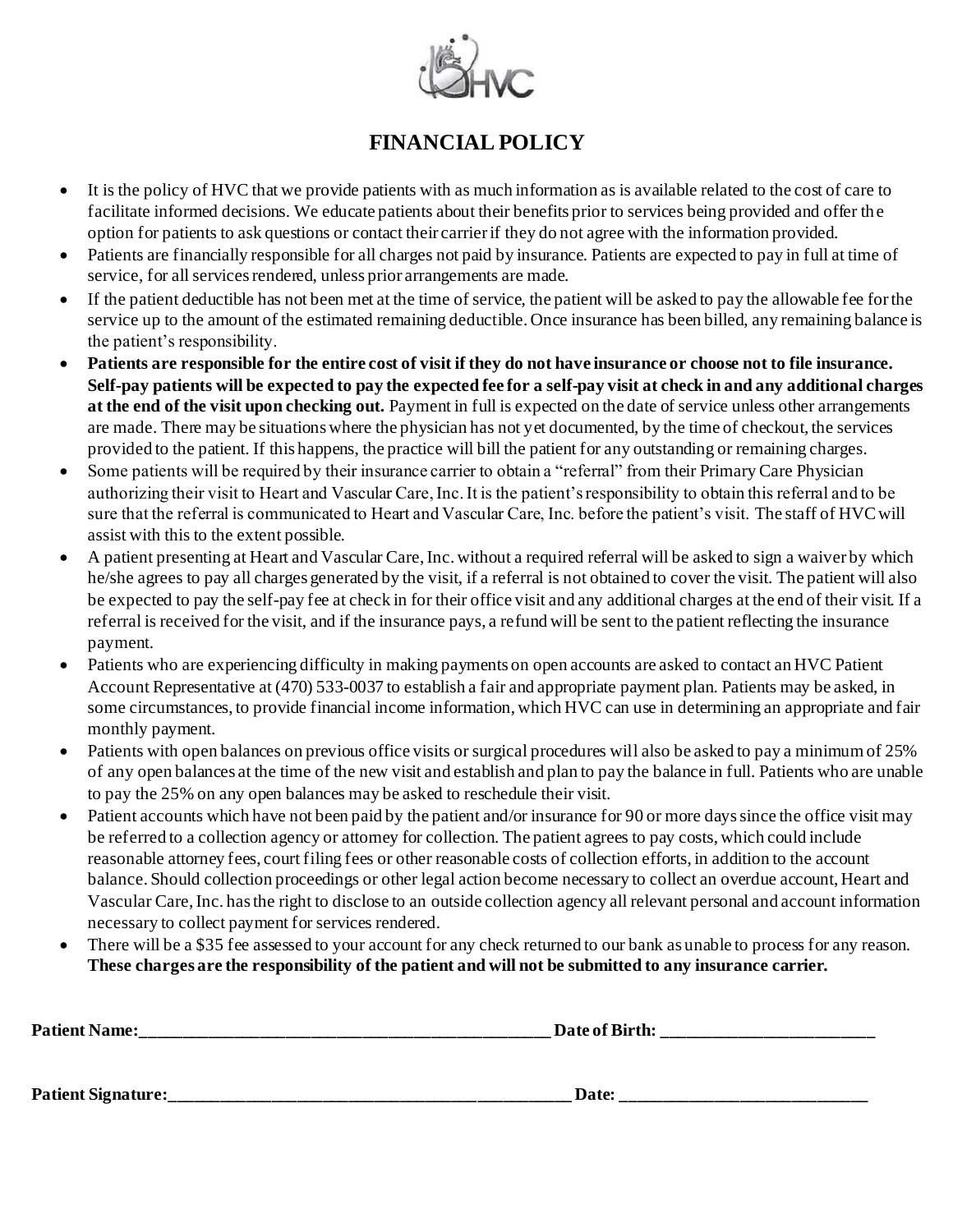# FINANCIAL POLICY

- It is the policy of HVC that we provide patients with as much information as is available related to the cost of care to facilitate informed decisions. We educate patients about their benefits prior to services being provided and offer the option for patients to ask questions or contact their carrier if they do not agree with the information provided.
- Patients are financially responsible for all charges not paid by insurance. Patients are expected to pay in full at time of service, for all services rendered, unless prior arrangements are made.
- If the patient deductible has not been met at the time of service, the patient will be asked to pay the allowable fee for the service up to the amount of the estimated remaining deductible. Once insurance has been billed, any remaining balance is the patient's responsibility.
- **Patients are responsible for the entire cost of visit if they do not have insurance or choose not to file insurance. Self-pay patients will be expected to pay the expected fee for a self-pay visit at check in and any additional charges at the end of the visit upon checking out.** Payment in full is expected on the date of service unless other arrangements are made. There may be situations where the physician has not yet documented, by the time of checkout, the services provided to the patient. If this happens, the practice will bill the patient for any outstanding or remaining charges.
- Some patients will be required by their insurance carrier to obtain a "referral" from their Primary Care Physician authorizing their visit to Heart and Vascular Care, Inc. It is the patient's responsibility to obtain this referral and to be sure that the referral is communicated to Heart and Vascular Care, Inc. before the patient's visit. The staff of HVC will assist with this to the extent possible.
- A patient presenting at Heart and Vascular Care, Inc. without a required referral will be asked to sign a waiver by which he/she agrees to pay all charges generated by the visit, if a referral is not obtained to cover the visit. The patient will also be expected to pay the self-pay fee at check in for their office visit and any additional charges at the end of their visit. If a referral is received for the visit, and if the insurance pays, a refund will be sent to the patient reflecting the insurance payment.
- Patients who are experiencing difficulty in making payments on open accounts are asked to contact an HVC Patient Account Representative at (470) 533-0037 to establish a fair and appropriate payment plan. Patients may be asked, in some circumstances, to provide financial income information, which HVC can use in determining an appropriate and fair monthly payment.
- Patients with open balances on previous office visits or surgical procedures will also be asked to pay a minimum of 25% of any open balances at the time of the new visit and establish and plan to pay the balance in full. Patients who are unable to pay the 25% on any open balances may be asked to reschedule their visit.
- Patient accounts which have not been paid by the patient and/or insurance for 90 or more days since the office visit may be referred to a collection agency or attorney for collection. The patient agrees to pay costs, which could include reasonable attorney fees, court filing fees or other reasonable costs of collection efforts, in addition to the account balance. Should collection proceedings or other legal action become necessary to collect an overdue account, Heart and Vascular Care, Inc. has the right to disclose to an outside collection agency all relevant personal and account information necessary to collect payment for services rendered.
- There will be a $35 fee assessed to your account for any check returned to our bank as unable to process for any reason. **These charges are the responsibility of the patient and will not be submitted to any insurance carrier.**

**Patient Name:**_______________________________________________ **Date of Birth:** ________________________

**Patient Signature:**_______________________________________________ **Date:** ____________________________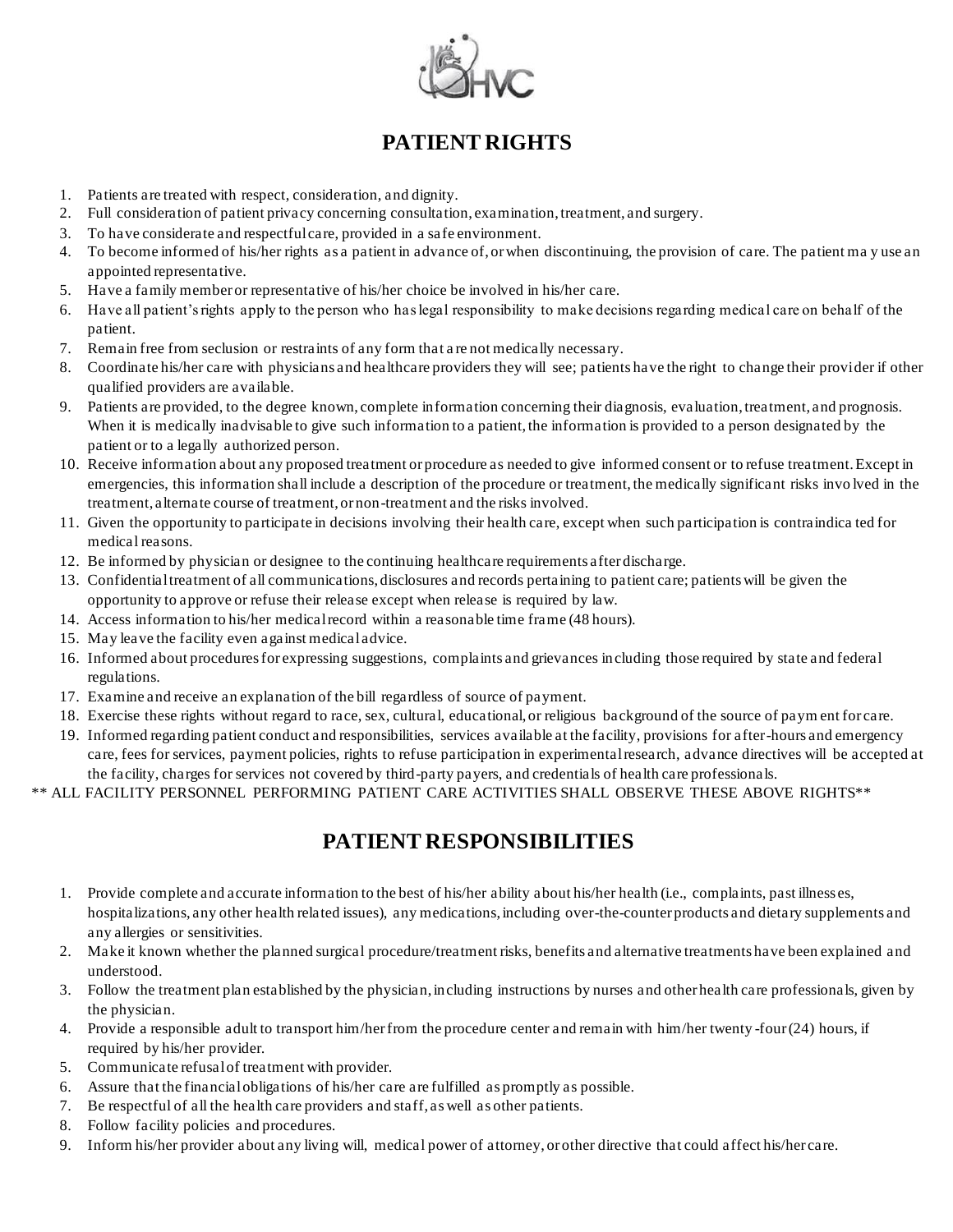# PATIENT RIGHTS

1. Patients are treated with respect, consideration, and dignity.
2. Full consideration of patient privacy concerning consultation, examination, treatment, and surgery.
3. To have considerate and respectful care, provided in a safe environment.
4. To become informed of his/her rights as a patient in advance of, or when discontinuing, the provision of care. The patient may use an appointed representative.
5. Have a family member or representative of his/her choice be involved in his/her care.
6. Have all patient's rights apply to the person who has legal responsibility to make decisions regarding medical care on behalf of the patient.
7. Remain free from seclusion or restraints of any form that are not medically necessary.
8. Coordinate his/her care with physicians and healthcare providers they will see; patients have the right to change their provider if other qualified providers are available.
9. Patients are provided, to the degree known, complete information concerning their diagnosis, evaluation, treatment, and prognosis. When it is medically inadvisable to give such information to a patient, the information is provided to a person designated by the patient or to a legally authorized person.
10. Receive information about any proposed treatment or procedure as needed to give informed consent or to refuse treatment. Except in emergencies, this information shall include a description of the procedure or treatment, the medically significant risks involved in the treatment, alternate course of treatment, or non-treatment and the risks involved.
11. Given the opportunity to participate in decisions involving their health care, except when such participation is contraindicated for medical reasons.
12. Be informed by physician or designee to the continuing healthcare requirements after discharge.
13. Confidential treatment of all communications, disclosures and records pertaining to patient care; patients will be given the opportunity to approve or refuse their release except when release is required by law.
14. Access information to his/her medical record within a reasonable time frame (48 hours).
15. May leave the facility even against medical advice.
16. Informed about procedures for expressing suggestions, complaints and grievances including those required by state and federal regulations.
17. Examine and receive an explanation of the bill regardless of source of payment.
18. Exercise these rights without regard to race, sex, cultural, educational, or religious background of the source of payment for care.
19. Informed regarding patient conduct and responsibilities, services available at the facility, provisions for after-hours and emergency care, fees for services, payment policies, rights to refuse participation in experimental research, advance directives will be accepted at the facility, charges for services not covered by third-party payers, and credentials of health care professionals.

** ALL FACILITY PERSONNEL PERFORMING PATIENT CARE ACTIVITIES SHALL OBSERVE THESE ABOVE RIGHTS**

# PATIENT RESPONSIBILITIES

1. Provide complete and accurate information to the best of his/her ability about his/her health (i.e., complaints, past illnesses, hospitalizations, any other health related issues), any medications, including over-the-counter products and dietary supplements and any allergies or sensitivities.
2. Make it known whether the planned surgical procedure/treatment risks, benefits and alternative treatments have been explained and understood.
3. Follow the treatment plan established by the physician, including instructions by nurses and other health care professionals, given by the physician.
4. Provide a responsible adult to transport him/her from the procedure center and remain with him/her twenty-four (24) hours, if required by his/her provider.
5. Communicate refusal of treatment with provider.
6. Assure that the financial obligations of his/her care are fulfilled as promptly as possible.
7. Be respectful of all the health care providers and staff, as well as other patients.
8. Follow facility policies and procedures.
9. Inform his/her provider about any living will, medical power of attorney, or other directive that could affect his/her care.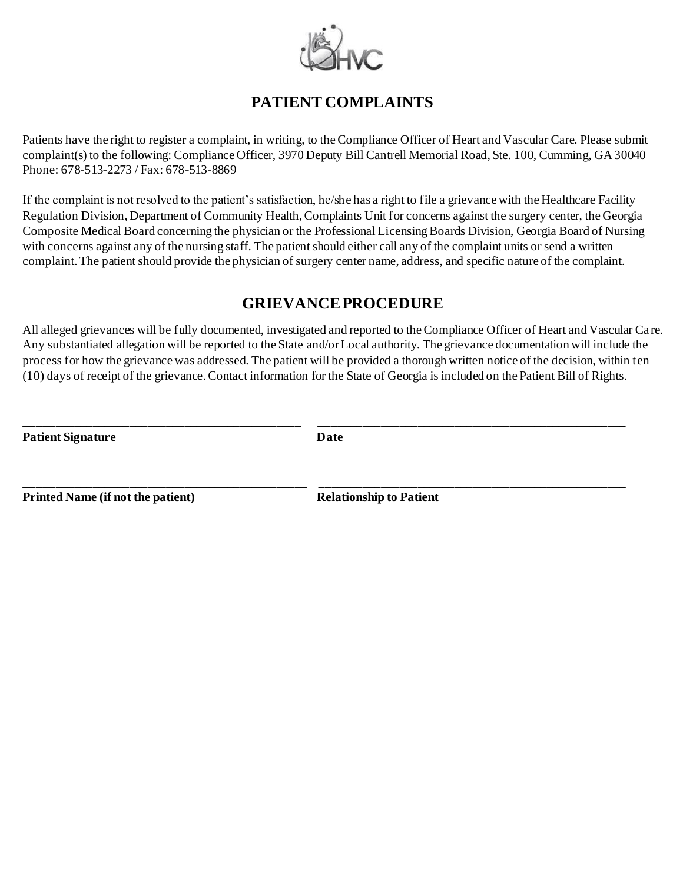# PATIENT COMPLAINTS

Patients have the right to register a complaint, in writing, to the Compliance Officer of Heart and Vascular Care. Please submit complaint(s) to the following: Compliance Officer, 3970 Deputy Bill Cantrell Memorial Road, Ste. 100, Cumming, GA 30040 Phone: 678-513-2273 / Fax: 678-513-8869

If the complaint is not resolved to the patient's satisfaction, he/she has a right to file a grievance with the Healthcare Facility Regulation Division, Department of Community Health, Complaints Unit for concerns against the surgery center, the Georgia Composite Medical Board concerning the physician or the Professional Licensing Boards Division, Georgia Board of Nursing with concerns against any of the nursing staff. The patient should either call any of the complaint units or send a written complaint. The patient should provide the physician of surgery center name, address, and specific nature of the complaint.

# GRIEVANCE PROCEDURE

All alleged grievances will be fully documented, investigated and reported to the Compliance Officer of Heart and Vascular Care. Any substantiated allegation will be reported to the State and/or Local authority. The grievance documentation will include the process for how the grievance was addressed. The patient will be provided a thorough written notice of the decision, within ten (10) days of receipt of the grievance. Contact information for the State of Georgia is included on the Patient Bill of Rights.

| | |
|---|---|
| ______________________________ | ______________________________ |
| **Patient Signature** | **Date** |
| ______________________________ | ______________________________ |
| **Printed Name (if not the patient)** | **Relationship to Patient** |